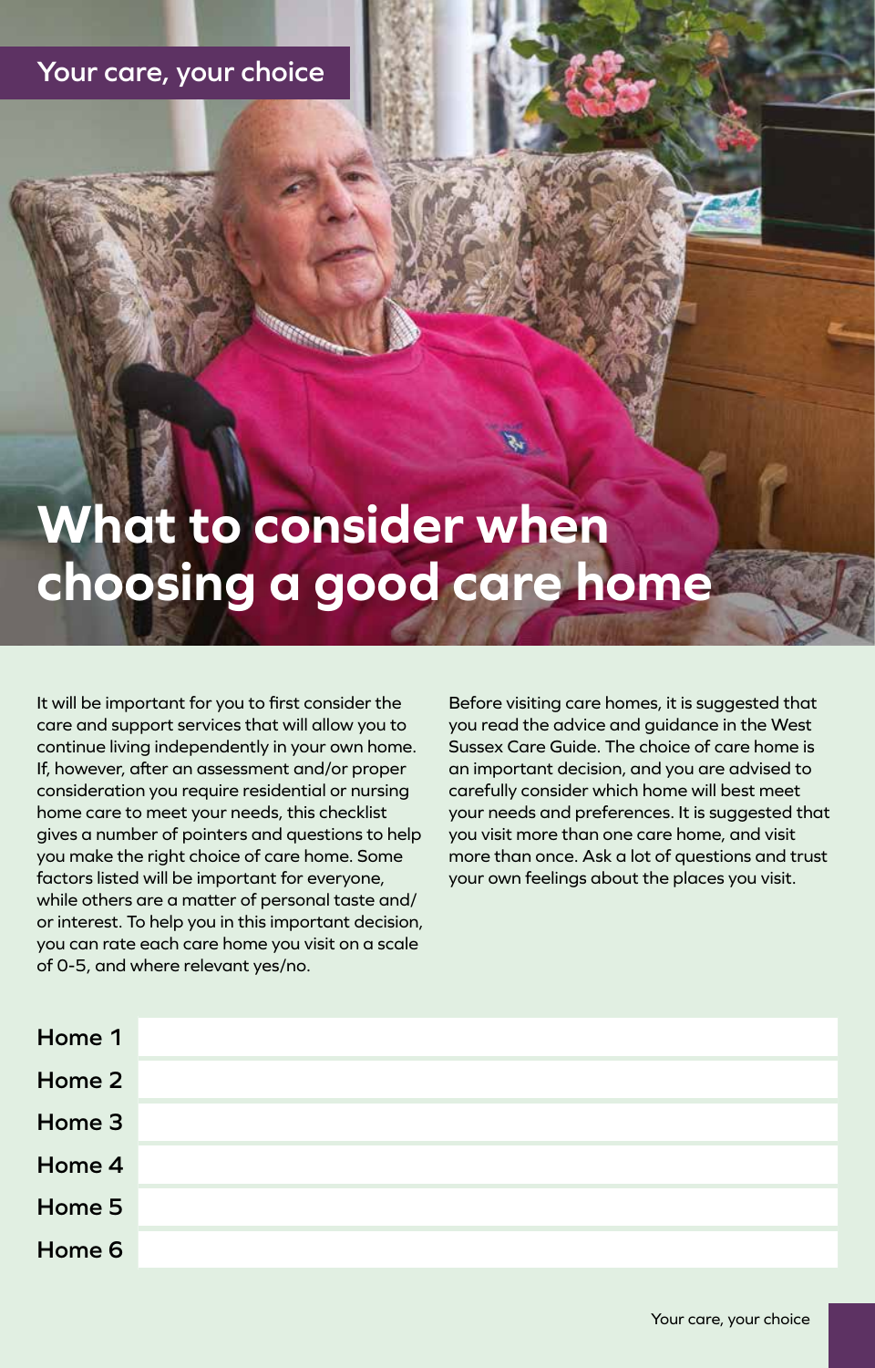Your care, your choice

# What to consider when choosing a good care home

It will be important for you to first consider the care and support services that will allow you to continue living independently in your own home. If, however, after an assessment and/or proper consideration you require residential or nursing home care to meet your needs, this checklist gives a number of pointers and questions to help you make the right choice of care home. Some factors listed will be important for everyone, while others are a matter of personal taste and/or interest. To help you in this important decision, you can rate each care home you visit on a scale of 0-5, and where relevant yes/no.

Before visiting care homes, it is suggested that you read the advice and guidance in the West Sussex Care Guide. The choice of care home is an important decision, and you are advised to carefully consider which home will best meet your needs and preferences. It is suggested that you visit more than one care home, and visit more than once. Ask a lot of questions and trust your own feelings about the places you visit.

| | |
|---|---|
| Home 1 | |
| Home 2 | |
| Home 3 | |
| Home 4 | |
| Home 5 | |
| Home 6 | |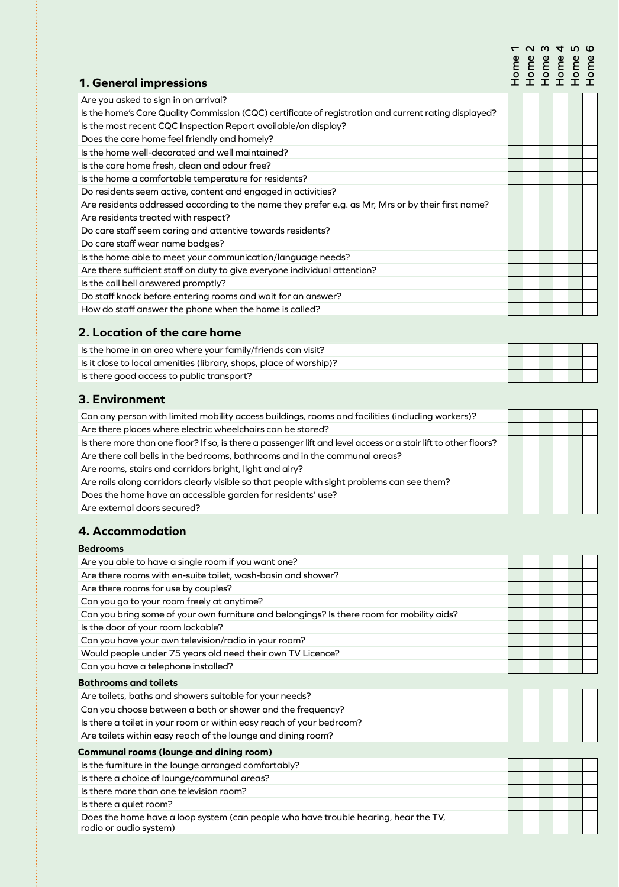## 1. General impressions

| | Home 1 | Home 2 | Home 3 | Home 4 | Home 5 | Home 6 |
|---|---|---|---|---|---|---|
| Are you asked to sign in on arrival? | | | | | | |
| Is the home's Care Quality Commission (CQC) certificate of registration and current rating displayed? | | | | | | |
| Is the most recent CQC Inspection Report available/on display? | | | | | | |
| Does the care home feel friendly and homely? | | | | | | |
| Is the home well-decorated and well maintained? | | | | | | |
| Is the care home fresh, clean and odour free? | | | | | | |
| Is the home a comfortable temperature for residents? | | | | | | |
| Do residents seem active, content and engaged in activities? | | | | | | |
| Are residents addressed according to the name they prefer e.g. as Mr, Mrs or by their first name? | | | | | | |
| Are residents treated with respect? | | | | | | |
| Do care staff seem caring and attentive towards residents? | | | | | | |
| Do care staff wear name badges? | | | | | | |
| Is the home able to meet your communication/language needs? | | | | | | |
| Are there sufficient staff on duty to give everyone individual attention? | | | | | | |
| Is the call bell answered promptly? | | | | | | |
| Do staff knock before entering rooms and wait for an answer? | | | | | | |
| How do staff answer the phone when the home is called? | | | | | | |

## 2. Location of the care home

| | Home 1 | Home 2 | Home 3 | Home 4 | Home 5 | Home 6 |
|---|---|---|---|---|---|---|
| Is the home in an area where your family/friends can visit? | | | | | | |
| Is it close to local amenities (library, shops, place of worship)? | | | | | | |
| Is there good access to public transport? | | | | | | |

## 3. Environment

| | Home 1 | Home 2 | Home 3 | Home 4 | Home 5 | Home 6 |
|---|---|---|---|---|---|---|
| Can any person with limited mobility access buildings, rooms and facilities (including workers)? | | | | | | |
| Are there places where electric wheelchairs can be stored? | | | | | | |
| Is there more than one floor? If so, is there a passenger lift and level access or a stair lift to other floors? | | | | | | |
| Are there call bells in the bedrooms, bathrooms and in the communal areas? | | | | | | |
| Are rooms, stairs and corridors bright, light and airy? | | | | | | |
| Are rails along corridors clearly visible so that people with sight problems can see them? | | | | | | |
| Does the home have an accessible garden for residents' use? | | | | | | |
| Are external doors secured? | | | | | | |

## 4. Accommodation

**Bedrooms**

| | Home 1 | Home 2 | Home 3 | Home 4 | Home 5 | Home 6 |
|---|---|---|---|---|---|---|
| Are you able to have a single room if you want one? | | | | | | |
| Are there rooms with en-suite toilet, wash-basin and shower? | | | | | | |
| Are there rooms for use by couples? | | | | | | |
| Can you go to your room freely at anytime? | | | | | | |
| Can you bring some of your own furniture and belongings? Is there room for mobility aids? | | | | | | |
| Is the door of your room lockable? | | | | | | |
| Can you have your own television/radio in your room? | | | | | | |
| Would people under 75 years old need their own TV Licence? | | | | | | |
| Can you have a telephone installed? | | | | | | |

**Bathrooms and toilets**

| | Home 1 | Home 2 | Home 3 | Home 4 | Home 5 | Home 6 |
|---|---|---|---|---|---|---|
| Are toilets, baths and showers suitable for your needs? | | | | | | |
| Can you choose between a bath or shower and the frequency? | | | | | | |
| Is there a toilet in your room or within easy reach of your bedroom? | | | | | | |
| Are toilets within easy reach of the lounge and dining room? | | | | | | |

**Communal rooms (lounge and dining room)**

| | Home 1 | Home 2 | Home 3 | Home 4 | Home 5 | Home 6 |
|---|---|---|---|---|---|---|
| Is the furniture in the lounge arranged comfortably? | | | | | | |
| Is there a choice of lounge/communal areas? | | | | | | |
| Is there more than one television room? | | | | | | |
| Is there a quiet room? | | | | | | |
| Does the home have a loop system (can people who have trouble hearing, hear the TV, radio or audio system) | | | | | | |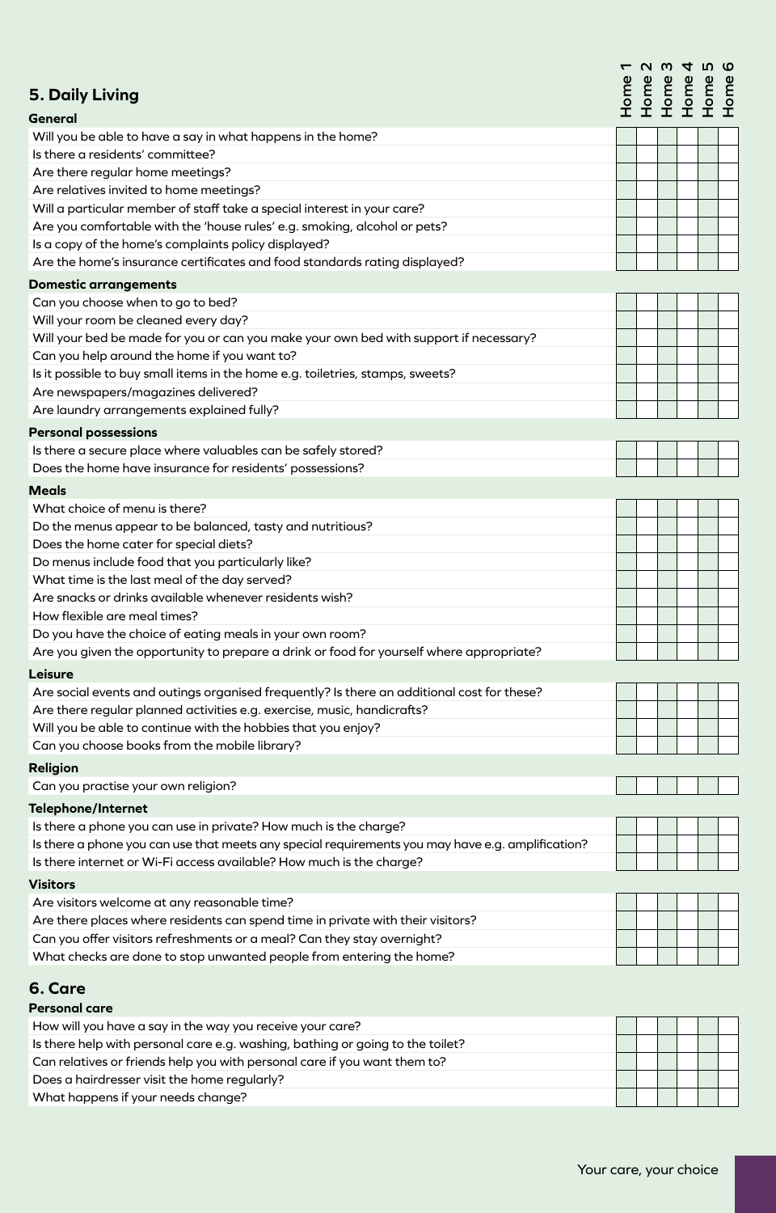## 5. Daily Living

| General | Home 1 | Home 2 | Home 3 | Home 4 | Home 5 | Home 6 |
|---|---|---|---|---|---|---|
| Will you be able to have a say in what happens in the home? | | | | | | |
| Is there a residents' committee? | | | | | | |
| Are there regular home meetings? | | | | | | |
| Are relatives invited to home meetings? | | | | | | |
| Will a particular member of staff take a special interest in your care? | | | | | | |
| Are you comfortable with the 'house rules' e.g. smoking, alcohol or pets? | | | | | | |
| Is a copy of the home's complaints policy displayed? | | | | | | |
| Are the home's insurance certificates and food standards rating displayed? | | | | | | |
| **Domestic arrangements** | | | | | | |
| Can you choose when to go to bed? | | | | | | |
| Will your room be cleaned every day? | | | | | | |
| Will your bed be made for you or can you make your own bed with support if necessary? | | | | | | |
| Can you help around the home if you want to? | | | | | | |
| Is it possible to buy small items in the home e.g. toiletries, stamps, sweets? | | | | | | |
| Are newspapers/magazines delivered? | | | | | | |
| Are laundry arrangements explained fully? | | | | | | |
| **Personal possessions** | | | | | | |
| Is there a secure place where valuables can be safely stored? | | | | | | |
| Does the home have insurance for residents' possessions? | | | | | | |
| **Meals** | | | | | | |
| What choice of menu is there? | | | | | | |
| Do the menus appear to be balanced, tasty and nutritious? | | | | | | |
| Does the home cater for special diets? | | | | | | |
| Do menus include food that you particularly like? | | | | | | |
| What time is the last meal of the day served? | | | | | | |
| Are snacks or drinks available whenever residents wish? | | | | | | |
| How flexible are meal times? | | | | | | |
| Do you have the choice of eating meals in your own room? | | | | | | |
| Are you given the opportunity to prepare a drink or food for yourself where appropriate? | | | | | | |
| **Leisure** | | | | | | |
| Are social events and outings organised frequently? Is there an additional cost for these? | | | | | | |
| Are there regular planned activities e.g. exercise, music, handicrafts? | | | | | | |
| Will you be able to continue with the hobbies that you enjoy? | | | | | | |
| Can you choose books from the mobile library? | | | | | | |
| **Religion** | | | | | | |
| Can you practise your own religion? | | | | | | |
| **Telephone/Internet** | | | | | | |
| Is there a phone you can use in private? How much is the charge? | | | | | | |
| Is there a phone you can use that meets any special requirements you may have e.g. amplification? | | | | | | |
| Is there internet or Wi-Fi access available? How much is the charge? | | | | | | |
| **Visitors** | | | | | | |
| Are visitors welcome at any reasonable time? | | | | | | |
| Are there places where residents can spend time in private with their visitors? | | | | | | |
| Can you offer visitors refreshments or a meal? Can they stay overnight? | | | | | | |
| What checks are done to stop unwanted people from entering the home? | | | | | | |

## 6. Care

| Personal care | Home 1 | Home 2 | Home 3 | Home 4 | Home 5 | Home 6 |
|---|---|---|---|---|---|---|
| How will you have a say in the way you receive your care? | | | | | | |
| Is there help with personal care e.g. washing, bathing or going to the toilet? | | | | | | |
| Can relatives or friends help you with personal care if you want them to? | | | | | | |
| Does a hairdresser visit the home regularly? | | | | | | |
| What happens if your needs change? | | | | | | |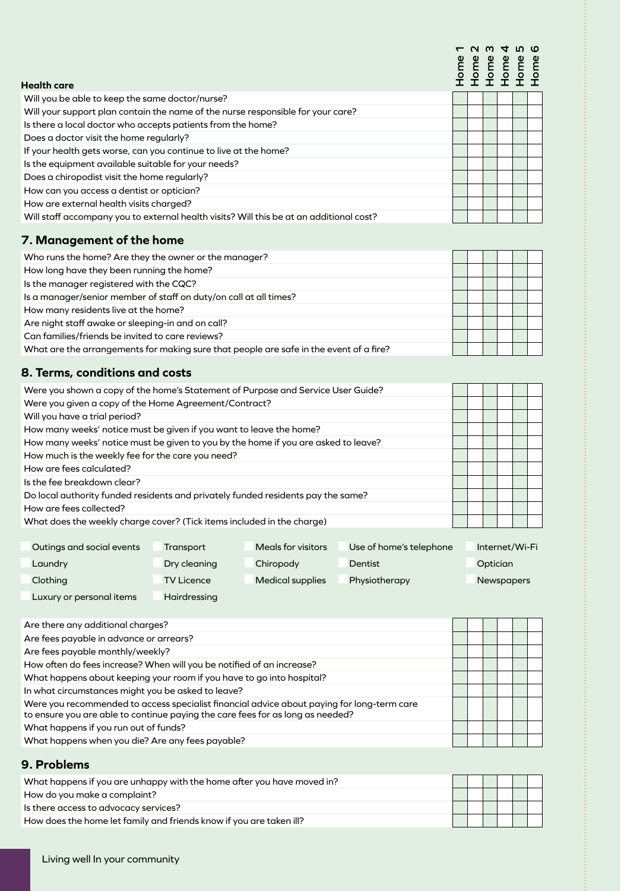| Health care | Home 1 | Home 2 | Home 3 | Home 4 | Home 5 | Home 6 |
|---|---|---|---|---|---|---|
| Will you be able to keep the same doctor/nurse? | | | | | | |
| Will your support plan contain the name of the nurse responsible for your care? | | | | | | |
| Is there a local doctor who accepts patients from the home? | | | | | | |
| Does a doctor visit the home regularly? | | | | | | |
| If your health gets worse, can you continue to live at the home? | | | | | | |
| Is the equipment available suitable for your needs? | | | | | | |
| Does a chiropodist visit the home regularly? | | | | | | |
| How can you access a dentist or optician? | | | | | | |
| How are external health visits charged? | | | | | | |
| Will staff accompany you to external health visits? Will this be at an additional cost? | | | | | | |

## 7. Management of the home

| | | | | | | |
|---|---|---|---|---|---|---|
| Who runs the home? Are they the owner or the manager? | | | | | | |
| How long have they been running the home? | | | | | | |
| Is the manager registered with the CQC? | | | | | | |
| Is a manager/senior member of staff on duty/on call at all times? | | | | | | |
| How many residents live at the home? | | | | | | |
| Are night staff awake or sleeping-in and on call? | | | | | | |
| Can families/friends be invited to care reviews? | | | | | | |
| What are the arrangements for making sure that people are safe in the event of a fire? | | | | | | |

## 8. Terms, conditions and costs

| | | | | | | |
|---|---|---|---|---|---|---|
| Were you shown a copy of the home's Statement of Purpose and Service User Guide? | | | | | | |
| Were you given a copy of the Home Agreement/Contract? | | | | | | |
| Will you have a trial period? | | | | | | |
| How many weeks' notice must be given if you want to leave the home? | | | | | | |
| How many weeks' notice must be given to you by the home if you are asked to leave? | | | | | | |
| How much is the weekly fee for the care you need? | | | | | | |
| How are fees calculated? | | | | | | |
| Is the fee breakdown clear? | | | | | | |
| Do local authority funded residents and privately funded residents pay the same? | | | | | | |
| How are fees collected? | | | | | | |
| What does the weekly charge cover? (Tick items included in the charge) | | | | | | |

- Outings and social events
- Transport
- Meals for visitors
- Use of home's telephone
- Internet/Wi-Fi
- Laundry
- Dry cleaning
- Chiropody
- Dentist
- Optician
- Clothing
- TV Licence
- Medical supplies
- Physiotherapy
- Newspapers
- Luxury or personal items
- Hairdressing

| | | | | | | |
|---|---|---|---|---|---|---|
| Are there any additional charges? | | | | | | |
| Are fees payable in advance or arrears? | | | | | | |
| Are fees payable monthly/weekly? | | | | | | |
| How often do fees increase? When will you be notified of an increase? | | | | | | |
| What happens about keeping your room if you have to go into hospital? | | | | | | |
| In what circumstances might you be asked to leave? | | | | | | |
| Were you recommended to access specialist financial advice about paying for long-term care to ensure you are able to continue paying the care fees for as long as needed? | | | | | | |
| What happens if you run out of funds? | | | | | | |
| What happens when you die? Are any fees payable? | | | | | | |

## 9. Problems

| | | | | | | |
|---|---|---|---|---|---|---|
| What happens if you are unhappy with the home after you have moved in? | | | | | | |
| How do you make a complaint? | | | | | | |
| Is there access to advocacy services? | | | | | | |
| How does the home let family and friends know if you are taken ill? | | | | | | |